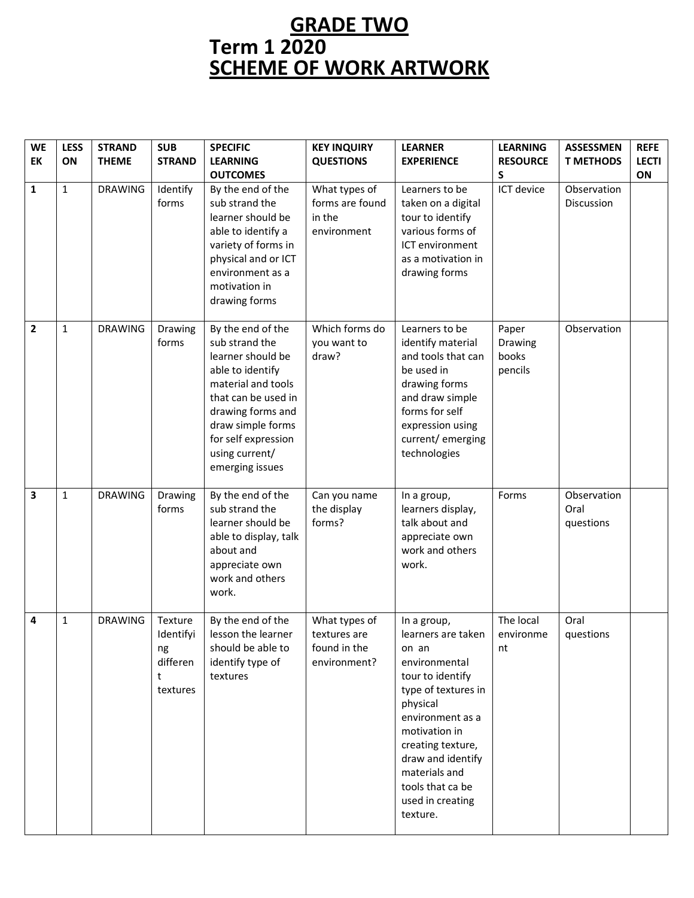# GRADE TWO

## Term 1 2020

## SCHEME OF WORK ARTWORK

| WEEK | LESSON | STRAND THEME | SUB STRAND | SPECIFIC LEARNING OUTCOMES | KEY INQUIRY QUESTIONS | LEARNER EXPERIENCE | LEARNING RESOURCES | ASSESSMENT METHODS | REFLECTION |
|---|---|---|---|---|---|---|---|---|---|
| **1** | 1 | DRAWING | Identify forms | By the end of the sub strand the learner should be able to identify a variety of forms in physical and or ICT environment as a motivation in drawing forms | What types of forms are found in the environment | Learners to be taken on a digital tour to identify various forms of ICT environment as a motivation in drawing forms | ICT device | Observation Discussion | |
| **2** | 1 | DRAWING | Drawing forms | By the end of the sub strand the learner should be able to identify material and tools that can be used in drawing forms and draw simple forms for self expression using current/ emerging issues | Which forms do you want to draw? | Learners to be identify material and tools that can be used in drawing forms and draw simple forms for self expression using current/ emerging technologies | Paper Drawing books pencils | Observation | |
| **3** | 1 | DRAWING | Drawing forms | By the end of the sub strand the learner should be able to display, talk about and appreciate own work and others work. | Can you name the display forms? | In a group, learners display, talk about and appreciate own work and others work. | Forms | Observation Oral questions | |
| **4** | 1 | DRAWING | Texture Identifying different textures | By the end of the lesson the learner should be able to identify type of textures | What types of textures are found in the environment? | In a group, learners are taken on an environmental tour to identify type of textures in physical environment as a motivation in creating texture, draw and identify materials and tools that ca be used in creating texture. | The local environment | Oral questions | |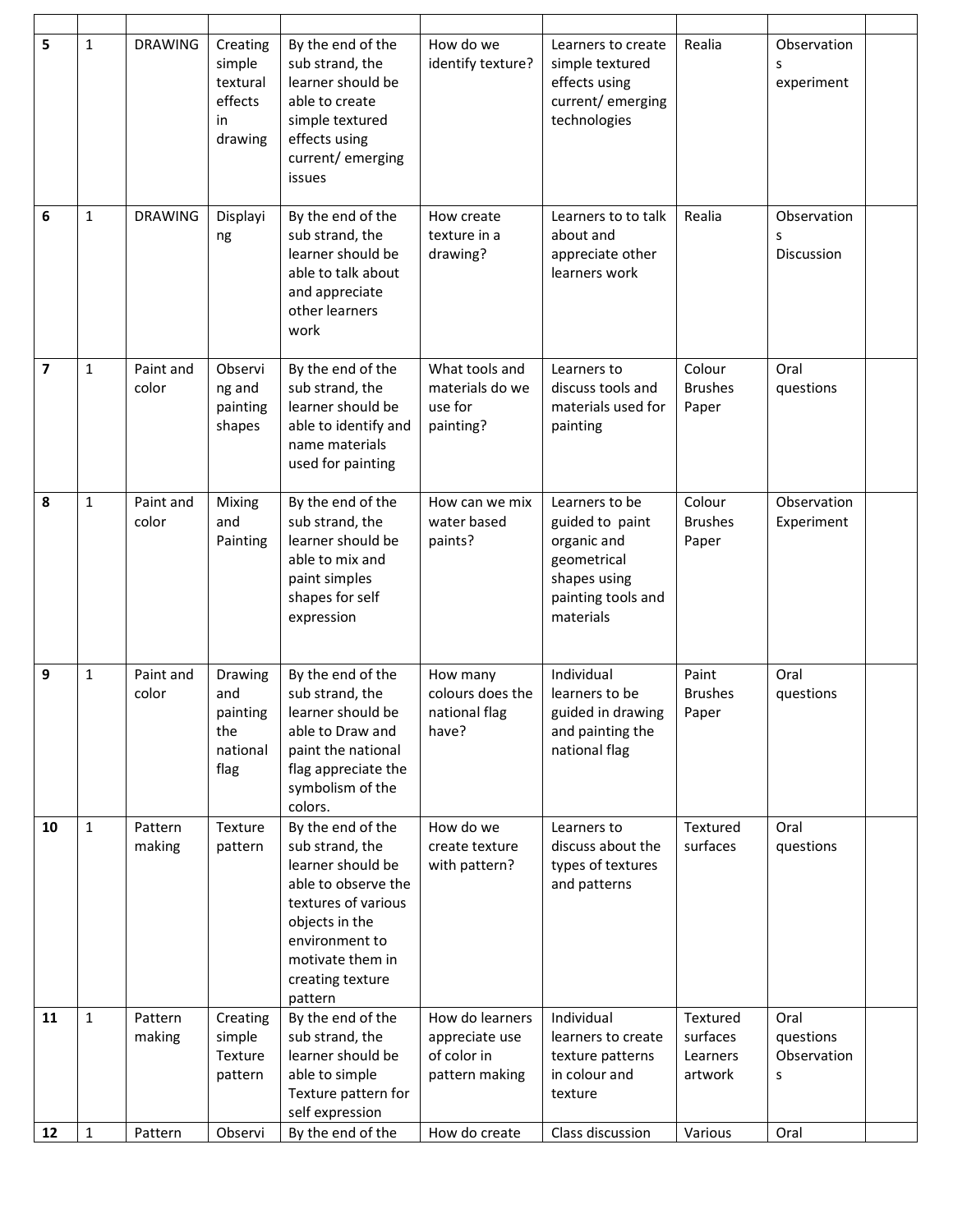| | | | | | | | | | |
|---|---|---|---|---|---|---|---|---|---|
| **5** | 1 | DRAWING | Creating simple textural effects in drawing | By the end of the sub strand, the learner should be able to create simple textured effects using current/ emerging issues | How do we identify texture? | Learners to create simple textured effects using current/ emerging technologies | Realia | Observations experiment | |
| **6** | 1 | DRAWING | Displaying | By the end of the sub strand, the learner should be able to talk about and appreciate other learners work | How create texture in a drawing? | Learners to to talk about and appreciate other learners work | Realia | Observations Discussion | |
| **7** | 1 | Paint and color | Observing and painting shapes | By the end of the sub strand, the learner should be able to identify and name materials used for painting | What tools and materials do we use for painting? | Learners to discuss tools and materials used for painting | Colour Brushes Paper | Oral questions | |
| **8** | 1 | Paint and color | Mixing and Painting | By the end of the sub strand, the learner should be able to mix and paint simples shapes for self expression | How can we mix water based paints? | Learners to be guided to paint organic and geometrical shapes using painting tools and materials | Colour Brushes Paper | Observation Experiment | |
| **9** | 1 | Paint and color | Drawing and painting the national flag | By the end of the sub strand, the learner should be able to Draw and paint the national flag appreciate the symbolism of the colors. | How many colours does the national flag have? | Individual learners to be guided in drawing and painting the national flag | Paint Brushes Paper | Oral questions | |
| **10** | 1 | Pattern making | Texture pattern | By the end of the sub strand, the learner should be able to observe the textures of various objects in the environment to motivate them in creating texture pattern | How do we create texture with pattern? | Learners to discuss about the types of textures and patterns | Textured surfaces | Oral questions | |
| **11** | 1 | Pattern making | Creating simple Texture pattern | By the end of the sub strand, the learner should be able to simple Texture pattern for self expression | How do learners appreciate use of color in pattern making | Individual learners to create texture patterns in colour and texture | Textured surfaces Learners artwork | Oral questions Observations | |
| **12** | 1 | Pattern | Observi | By the end of the | How do create | Class discussion | Various | Oral | |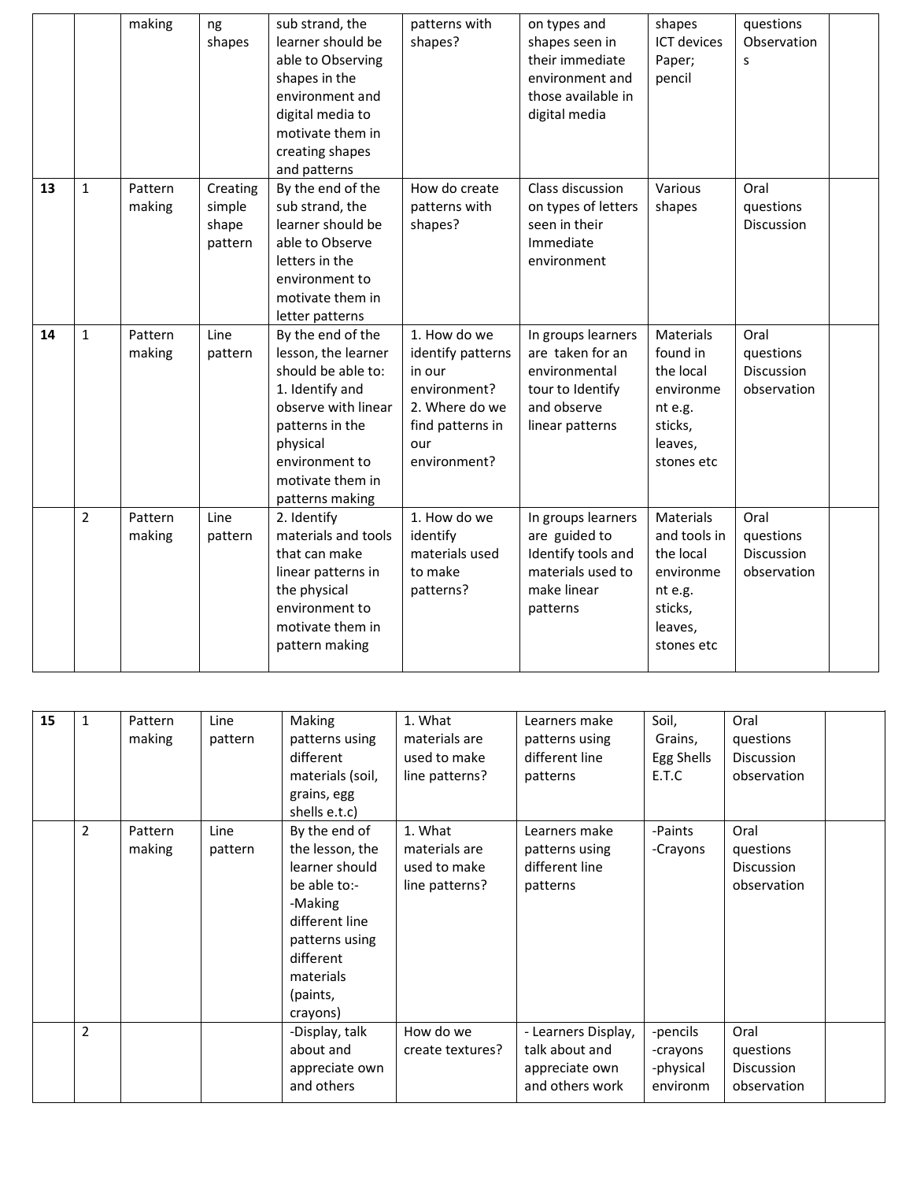|  |  | making | ng shapes | sub strand, the learner should be able to Observing shapes in the environment and digital media to motivate them in creating shapes and patterns | patterns with shapes? | on types and shapes seen in their immediate environment and those available in digital media | shapes ICT devices Paper; pencil | questions Observations |  |
|---|---|---|---|---|---|---|---|---|---|
| **13** | 1 | Pattern making | Creating simple shape pattern | By the end of the sub strand, the learner should be able to Observe letters in the environment to motivate them in letter patterns | How do create patterns with shapes? | Class discussion on types of letters seen in their Immediate environment | Various shapes | Oral questions Discussion |  |
| **14** | 1 | Pattern making | Line pattern | By the end of the lesson, the learner should be able to: 1. Identify and observe with linear patterns in the physical environment to motivate them in patterns making | 1. How do we identify patterns in our environment? 2. Where do we find patterns in our environment? | In groups learners are taken for an environmental tour to Identify and observe linear patterns | Materials found in the local environment e.g. sticks, leaves, stones etc | Oral questions Discussion observation |  |
|  | 2 | Pattern making | Line pattern | 2. Identify materials and tools that can make linear patterns in the physical environment to motivate them in pattern making | 1. How do we identify materials used to make patterns? | In groups learners are guided to Identify tools and materials used to make linear patterns | Materials and tools in the local environment e.g. sticks, leaves, stones etc | Oral questions Discussion observation |  |
| **15** | 1 | Pattern making | Line pattern | Making patterns using different materials (soil, grains, egg shells e.t.c) | 1. What materials are used to make line patterns? | Learners make patterns using different line patterns | Soil, Grains, Egg Shells E.T.C | Oral questions Discussion observation |  |
|  | 2 | Pattern making | Line pattern | By the end of the lesson, the learner should be able to:- -Making different line patterns using different materials (paints, crayons) | 1. What materials are used to make line patterns? | Learners make patterns using different line patterns | -Paints -Crayons | Oral questions Discussion observation |  |
|  | 2 |  |  | -Display, talk about and appreciate own and others | How do we create textures? | - Learners Display, talk about and appreciate own and others work | -pencils -crayons -physical environm | Oral questions Discussion observation |  |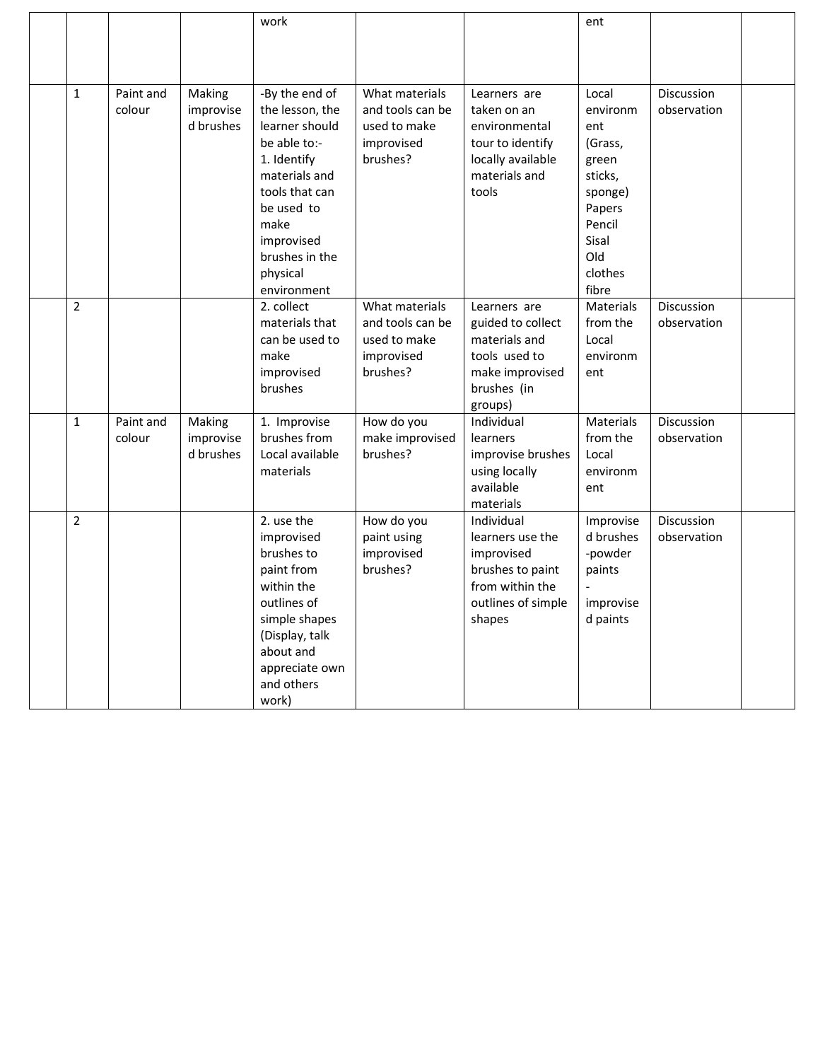| | | | | | | | | | |
|---|---|---|---|---|---|---|---|---|---|
| | | | | work | | | ent | | |
| | 1 | Paint and colour | Making improvised brushes | -By the end of the lesson, the learner should be able to:-<br>1. Identify materials and tools that can be used to make improvised brushes in the physical environment | What materials and tools can be used to make improvised brushes? | Learners are taken on an environmental tour to identify locally available materials and tools | Local environment (Grass, green sticks, sponge)<br>Papers<br>Pencil<br>Sisal<br>Old clothes fibre | Discussion observation | |
| | 2 | | | 2. collect materials that can be used to make improvised brushes | What materials and tools can be used to make improvised brushes? | Learners are guided to collect materials and tools used to make improvised brushes (in groups) | Materials from the Local environment | Discussion observation | |
| | 1 | Paint and colour | Making improvised brushes | 1. Improvise brushes from Local available materials | How do you make improvised brushes? | Individual learners improvise brushes using locally available materials | Materials from the Local environment | Discussion observation | |
| | 2 | | | 2. use the improvised brushes to paint from within the outlines of simple shapes (Display, talk about and appreciate own and others work) | How do you paint using improvised brushes? | Individual learners use the improvised brushes to paint from within the outlines of simple shapes | Improvised brushes<br>-powder paints<br>-<br>improvised paints | Discussion observation | |